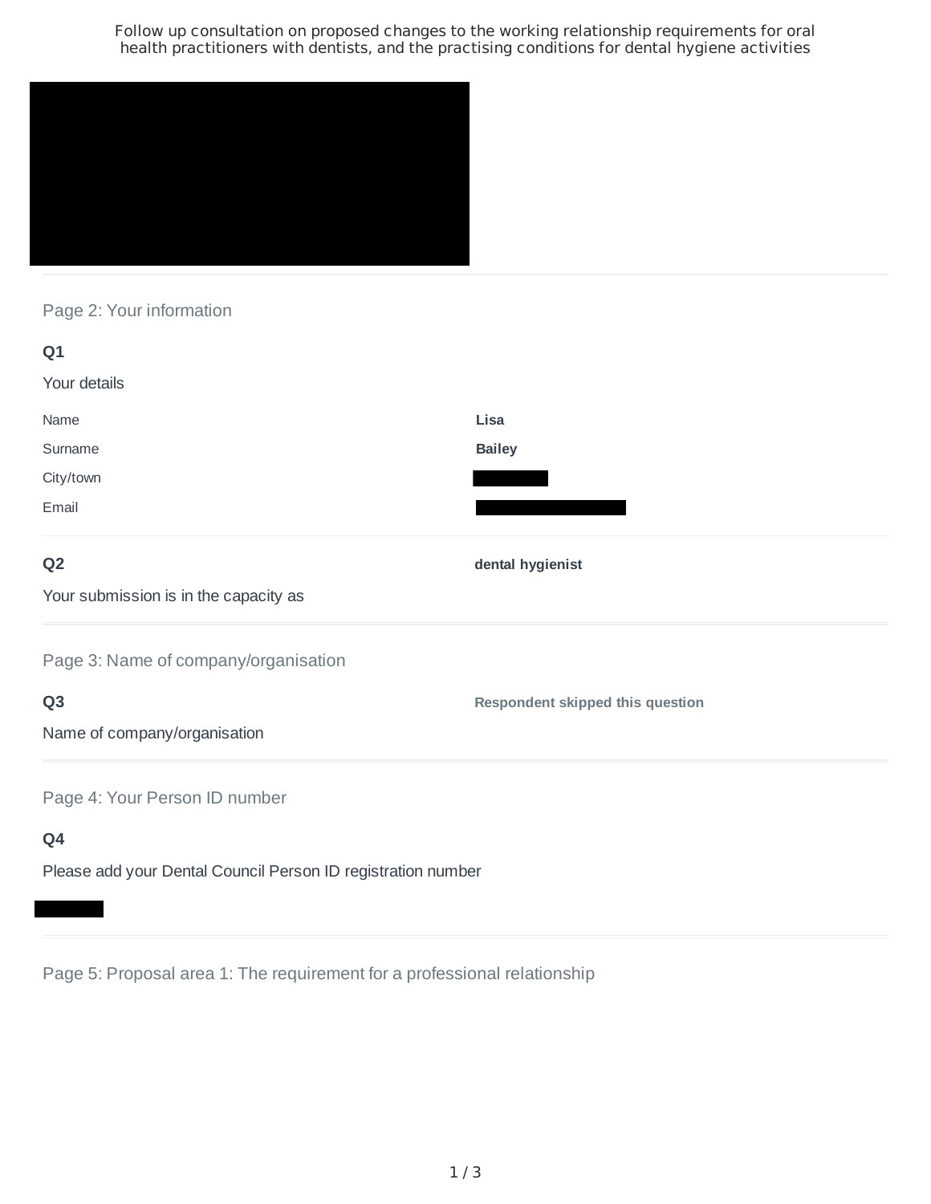# Follow up consultation on proposed changes to the working relationship requirements for oral health practitioners with dentists, and the practising conditions for dental hygiene activities

## Page 2: Your information

**Q1**

Your details

| | |
|---|---|
| Name | **Lisa** |
| Surname | **Bailey** |
| City/town | |
| Email | |

**Q2**

Your submission is in the capacity as

**dental hygienist**

## Page 3: Name of company/organisation

**Q3**

Name of company/organisation

**Respondent skipped this question**

## Page 4: Your Person ID number

**Q4**

Please add your Dental Council Person ID registration number

## Page 5: Proposal area 1: The requirement for a professional relationship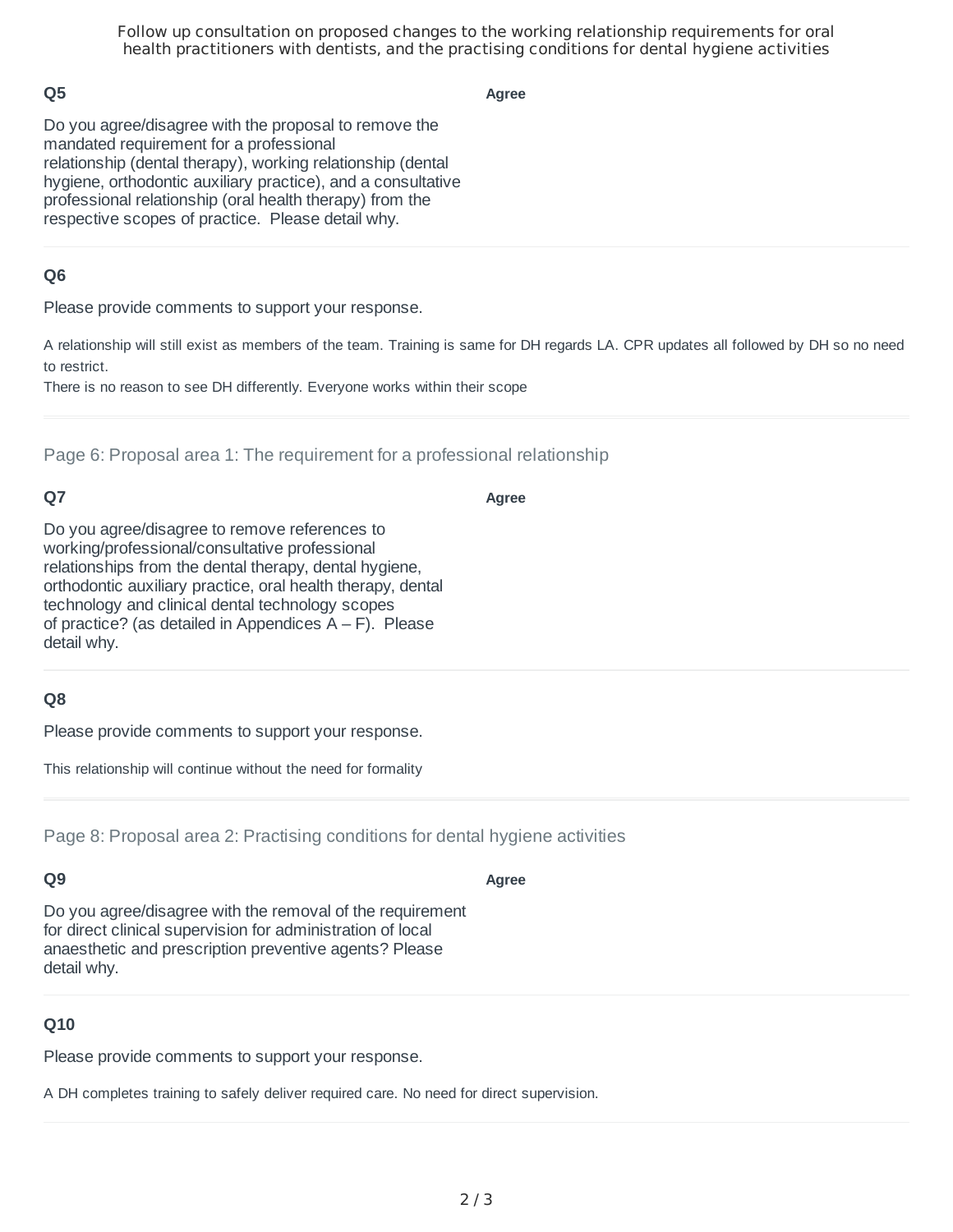### Q5

Do you agree/disagree with the proposal to remove the mandated requirement for a professional relationship (dental therapy), working relationship (dental hygiene, orthodontic auxiliary practice), and a consultative professional relationship (oral health therapy) from the respective scopes of practice. Please detail why.

**Agree**

### Q6

Please provide comments to support your response.

A relationship will still exist as members of the team. Training is same for DH regards LA. CPR updates all followed by DH so no need to restrict.
There is no reason to see DH differently. Everyone works within their scope

## Page 6: Proposal area 1: The requirement for a professional relationship

### Q7

Do you agree/disagree to remove references to working/professional/consultative professional relationships from the dental therapy, dental hygiene, orthodontic auxiliary practice, oral health therapy, dental technology and clinical dental technology scopes of practice? (as detailed in Appendices A – F). Please detail why.

**Agree**

### Q8

Please provide comments to support your response.

This relationship will continue without the need for formality

## Page 8: Proposal area 2: Practising conditions for dental hygiene activities

### Q9

Do you agree/disagree with the removal of the requirement for direct clinical supervision for administration of local anaesthetic and prescription preventive agents? Please detail why.

**Agree**

### Q10

Please provide comments to support your response.

A DH completes training to safely deliver required care. No need for direct supervision.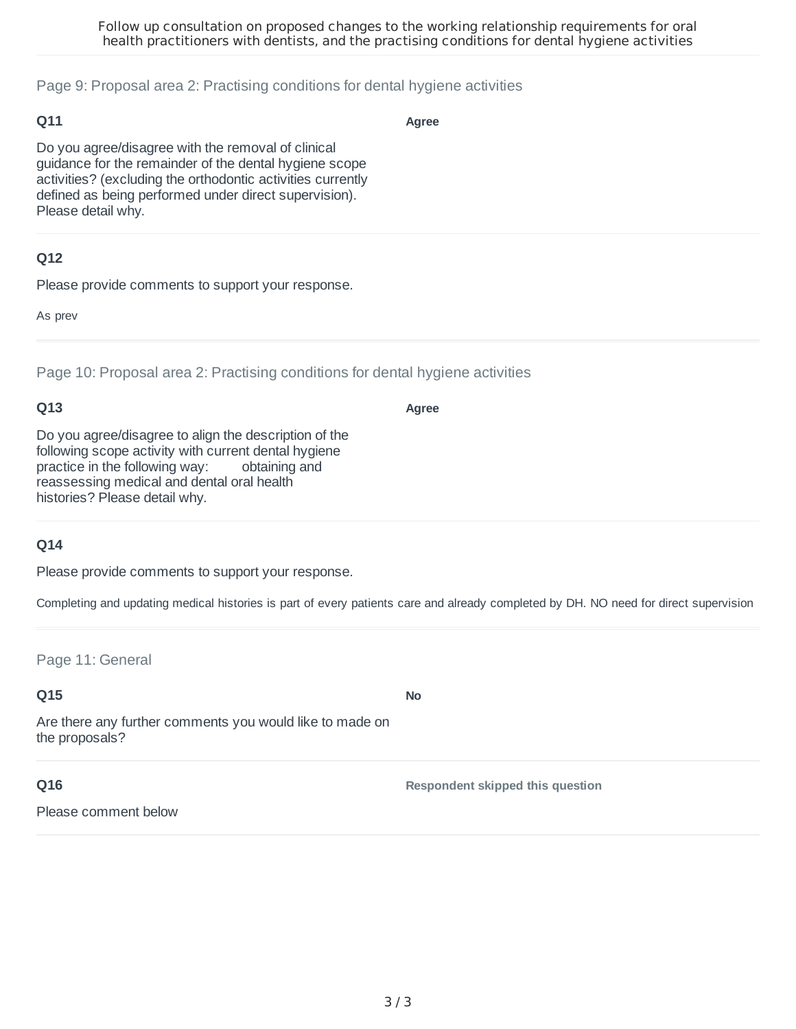## Page 9: Proposal area 2: Practising conditions for dental hygiene activities

**Q11**

Do you agree/disagree with the removal of clinical guidance for the remainder of the dental hygiene scope activities? (excluding the orthodontic activities currently defined as being performed under direct supervision). Please detail why.

**Agree**

**Q12**

Please provide comments to support your response.

As prev

## Page 10: Proposal area 2: Practising conditions for dental hygiene activities

**Q13**

Do you agree/disagree to align the description of the following scope activity with current dental hygiene practice in the following way: obtaining and reassessing medical and dental oral health histories? Please detail why.

**Agree**

**Q14**

Please provide comments to support your response.

Completing and updating medical histories is part of every patients care and already completed by DH. NO need for direct supervision

## Page 11: General

**Q15**

Are there any further comments you would like to made on the proposals?

**No**

**Q16**

Please comment below

**Respondent skipped this question**